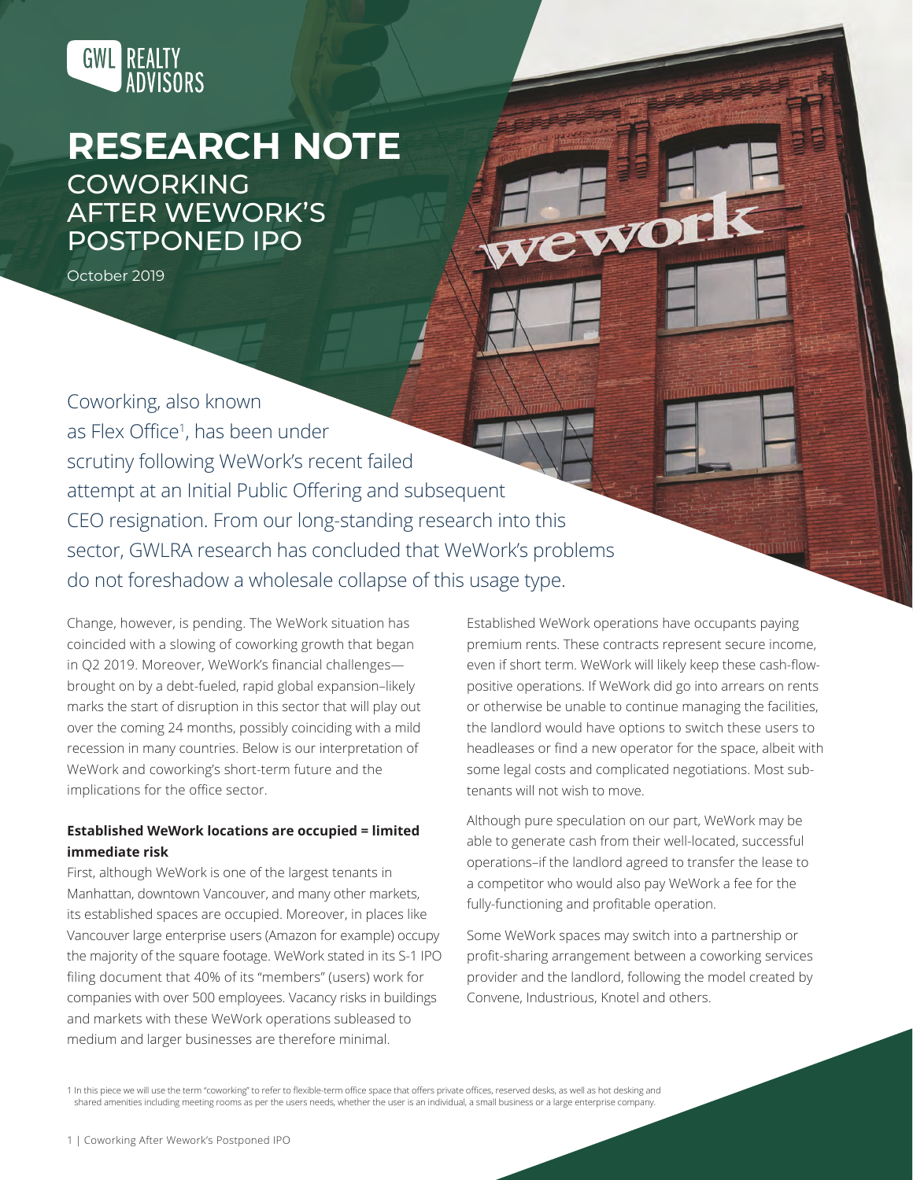GWL REALTY ADVISORS

# RESEARCH NOTE

## COWORKING AFTER WEWORK'S POSTPONED IPO

October 2019

Coworking, also known as Flex Office[1], has been under scrutiny following WeWork's recent failed attempt at an Initial Public Offering and subsequent CEO resignation. From our long-standing research into this sector, GWLRA research has concluded that WeWork's problems do not foreshadow a wholesale collapse of this usage type.

Change, however, is pending. The WeWork situation has coincided with a slowing of coworking growth that began in Q2 2019. Moreover, WeWork's financial challenges—brought on by a debt-fueled, rapid global expansion–likely marks the start of disruption in this sector that will play out over the coming 24 months, possibly coinciding with a mild recession in many countries. Below is our interpretation of WeWork and coworking's short-term future and the implications for the office sector.

**Established WeWork locations are occupied = limited immediate risk**

First, although WeWork is one of the largest tenants in Manhattan, downtown Vancouver, and many other markets, its established spaces are occupied. Moreover, in places like Vancouver large enterprise users (Amazon for example) occupy the majority of the square footage. WeWork stated in its S-1 IPO filing document that 40% of its "members" (users) work for companies with over 500 employees. Vacancy risks in buildings and markets with these WeWork operations subleased to medium and larger businesses are therefore minimal.

Established WeWork operations have occupants paying premium rents. These contracts represent secure income, even if short term. WeWork will likely keep these cash-flow-positive operations. If WeWork did go into arrears on rents or otherwise be unable to continue managing the facilities, the landlord would have options to switch these users to headleases or find a new operator for the space, albeit with some legal costs and complicated negotiations. Most sub-tenants will not wish to move.

Although pure speculation on our part, WeWork may be able to generate cash from their well-located, successful operations–if the landlord agreed to transfer the lease to a competitor who would also pay WeWork a fee for the fully-functioning and profitable operation.

Some WeWork spaces may switch into a partnership or profit-sharing arrangement between a coworking services provider and the landlord, following the model created by Convene, Industrious, Knotel and others.

[1] In this piece we will use the term "coworking" to refer to flexible-term office space that offers private offices, reserved desks, as well as hot desking and shared amenities including meeting rooms as per the users needs, whether the user is an individual, a small business or a large enterprise company.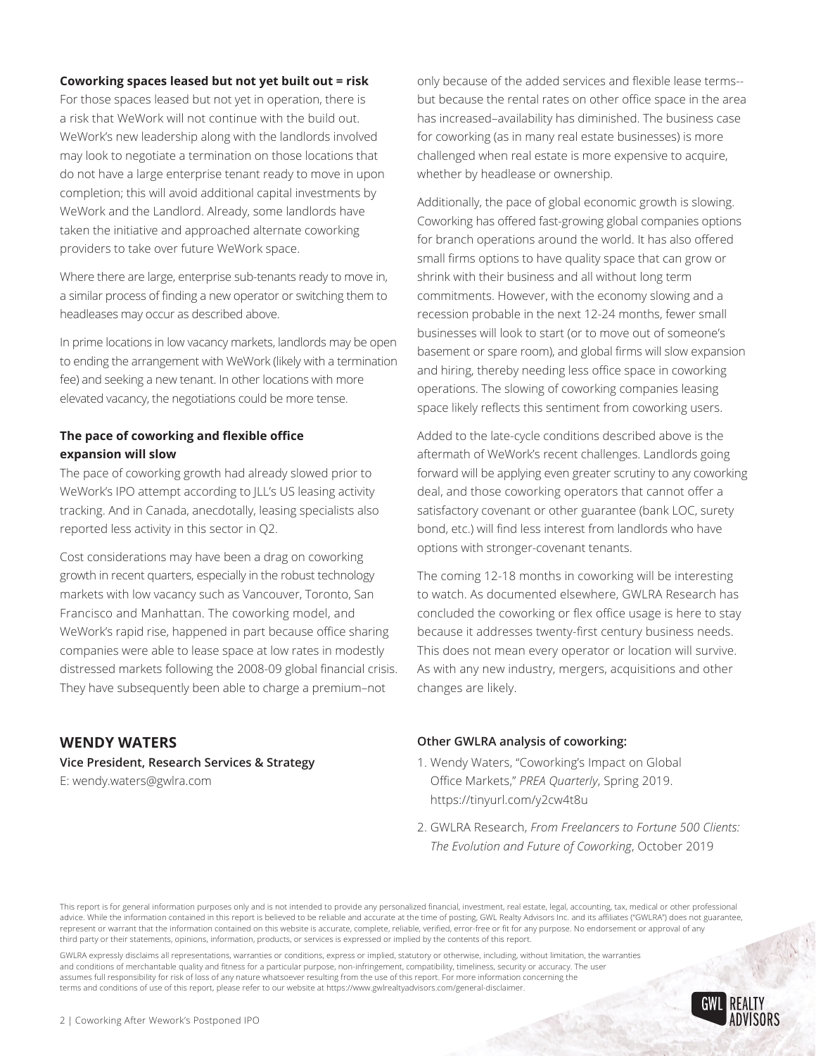**Coworking spaces leased but not yet built out = risk**

For those spaces leased but not yet in operation, there is a risk that WeWork will not continue with the build out. WeWork's new leadership along with the landlords involved may look to negotiate a termination on those locations that do not have a large enterprise tenant ready to move in upon completion; this will avoid additional capital investments by WeWork and the Landlord. Already, some landlords have taken the initiative and approached alternate coworking providers to take over future WeWork space.

Where there are large, enterprise sub-tenants ready to move in, a similar process of finding a new operator or switching them to headleases may occur as described above.

In prime locations in low vacancy markets, landlords may be open to ending the arrangement with WeWork (likely with a termination fee) and seeking a new tenant. In other locations with more elevated vacancy, the negotiations could be more tense.

**The pace of coworking and flexible office expansion will slow**

The pace of coworking growth had already slowed prior to WeWork's IPO attempt according to JLL's US leasing activity tracking. And in Canada, anecdotally, leasing specialists also reported less activity in this sector in Q2.

Cost considerations may have been a drag on coworking growth in recent quarters, especially in the robust technology markets with low vacancy such as Vancouver, Toronto, San Francisco and Manhattan. The coworking model, and WeWork's rapid rise, happened in part because office sharing companies were able to lease space at low rates in modestly distressed markets following the 2008-09 global financial crisis. They have subsequently been able to charge a premium–not only because of the added services and flexible lease terms--but because the rental rates on other office space in the area has increased–availability has diminished. The business case for coworking (as in many real estate businesses) is more challenged when real estate is more expensive to acquire, whether by headlease or ownership.

Additionally, the pace of global economic growth is slowing. Coworking has offered fast-growing global companies options for branch operations around the world. It has also offered small firms options to have quality space that can grow or shrink with their business and all without long term commitments. However, with the economy slowing and a recession probable in the next 12-24 months, fewer small businesses will look to start (or to move out of someone's basement or spare room), and global firms will slow expansion and hiring, thereby needing less office space in coworking operations. The slowing of coworking companies leasing space likely reflects this sentiment from coworking users.

Added to the late-cycle conditions described above is the aftermath of WeWork's recent challenges. Landlords going forward will be applying even greater scrutiny to any coworking deal, and those coworking operators that cannot offer a satisfactory covenant or other guarantee (bank LOC, surety bond, etc.) will find less interest from landlords who have options with stronger-covenant tenants.

The coming 12-18 months in coworking will be interesting to watch. As documented elsewhere, GWLRA Research has concluded the coworking or flex office usage is here to stay because it addresses twenty-first century business needs. This does not mean every operator or location will survive. As with any new industry, mergers, acquisitions and other changes are likely.

**WENDY WATERS**

**Vice President, Research Services & Strategy**

E: wendy.waters@gwlra.com

**Other GWLRA analysis of coworking:**

1. Wendy Waters, "Coworking's Impact on Global Office Markets," *PREA Quarterly*, Spring 2019. https://tinyurl.com/y2cw4t8u
2. GWLRA Research, *From Freelancers to Fortune 500 Clients: The Evolution and Future of Coworking*, October 2019

This report is for general information purposes only and is not intended to provide any personalized financial, investment, real estate, legal, accounting, tax, medical or other professional advice. While the information contained in this report is believed to be reliable and accurate at the time of posting, GWL Realty Advisors Inc. and its affiliates ("GWLRA") does not guarantee, represent or warrant that the information contained on this website is accurate, complete, reliable, verified, error-free or fit for any purpose. No endorsement or approval of any third party or their statements, opinions, information, products, or services is expressed or implied by the contents of this report.

GWLRA expressly disclaims all representations, warranties or conditions, express or implied, statutory or otherwise, including, without limitation, the warranties and conditions of merchantable quality and fitness for a particular purpose, non-infringement, compatibility, timeliness, security or accuracy. The user assumes full responsibility for risk of loss of any nature whatsoever resulting from the use of this report. For more information concerning the terms and conditions of use of this report, please refer to our website at https://www.gwlrealtyadvisors.com/general-disclaimer.